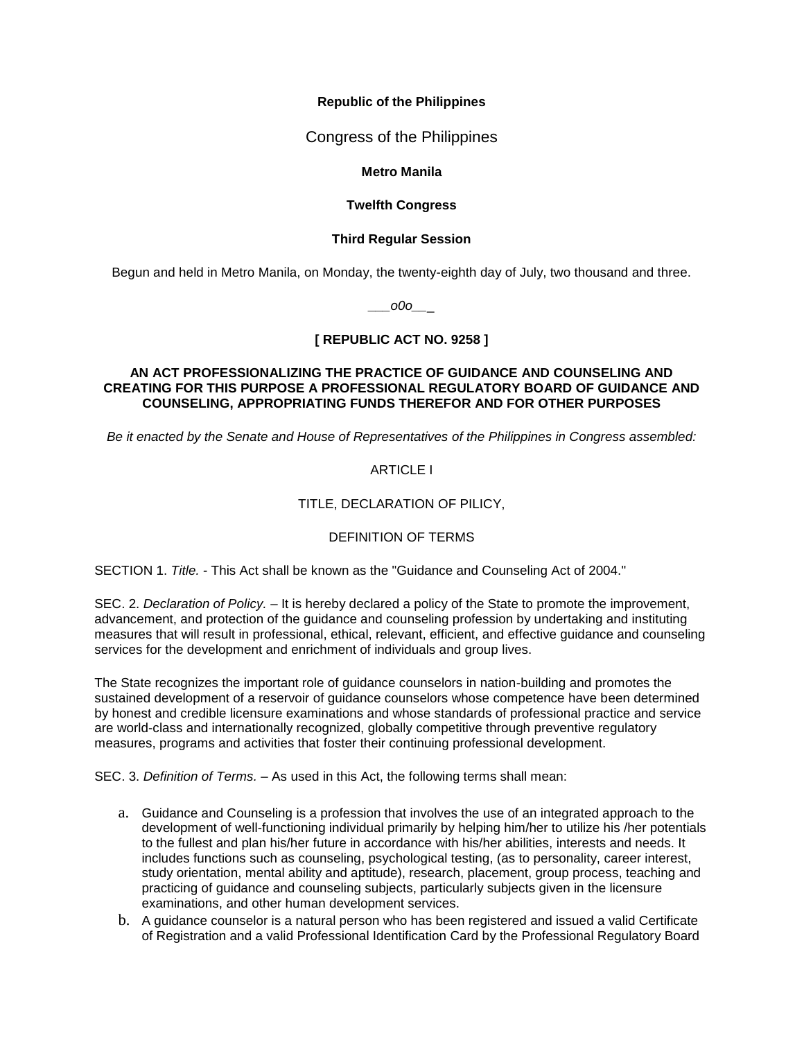**Republic of the Philippines**

Congress of the Philippines

**Metro Manila**

**Twelfth Congress**

**Third Regular Session**

Begun and held in Metro Manila, on Monday, the twenty-eighth day of July, two thousand and three.

*___o0o__*_

**[ REPUBLIC ACT NO. 9258 ]**

**AN ACT PROFESSIONALIZING THE PRACTICE OF GUIDANCE AND COUNSELING AND CREATING FOR THIS PURPOSE A PROFESSIONAL REGULATORY BOARD OF GUIDANCE AND COUNSELING, APPROPRIATING FUNDS THEREFOR AND FOR OTHER PURPOSES**

*Be it enacted by the Senate and House of Representatives of the Philippines in Congress assembled:*

ARTICLE I

TITLE, DECLARATION OF PILICY,

DEFINITION OF TERMS

SECTION 1. *Title.* - This Act shall be known as the "Guidance and Counseling Act of 2004."

SEC. 2. *Declaration of Policy.* – It is hereby declared a policy of the State to promote the improvement, advancement, and protection of the guidance and counseling profession by undertaking and instituting measures that will result in professional, ethical, relevant, efficient, and effective guidance and counseling services for the development and enrichment of individuals and group lives.

The State recognizes the important role of guidance counselors in nation-building and promotes the sustained development of a reservoir of guidance counselors whose competence have been determined by honest and credible licensure examinations and whose standards of professional practice and service are world-class and internationally recognized, globally competitive through preventive regulatory measures, programs and activities that foster their continuing professional development.

SEC. 3. *Definition of Terms.* – As used in this Act, the following terms shall mean:

a. Guidance and Counseling is a profession that involves the use of an integrated approach to the development of well-functioning individual primarily by helping him/her to utilize his /her potentials to the fullest and plan his/her future in accordance with his/her abilities, interests and needs. It includes functions such as counseling, psychological testing, (as to personality, career interest, study orientation, mental ability and aptitude), research, placement, group process, teaching and practicing of guidance and counseling subjects, particularly subjects given in the licensure examinations, and other human development services.
b. A guidance counselor is a natural person who has been registered and issued a valid Certificate of Registration and a valid Professional Identification Card by the Professional Regulatory Board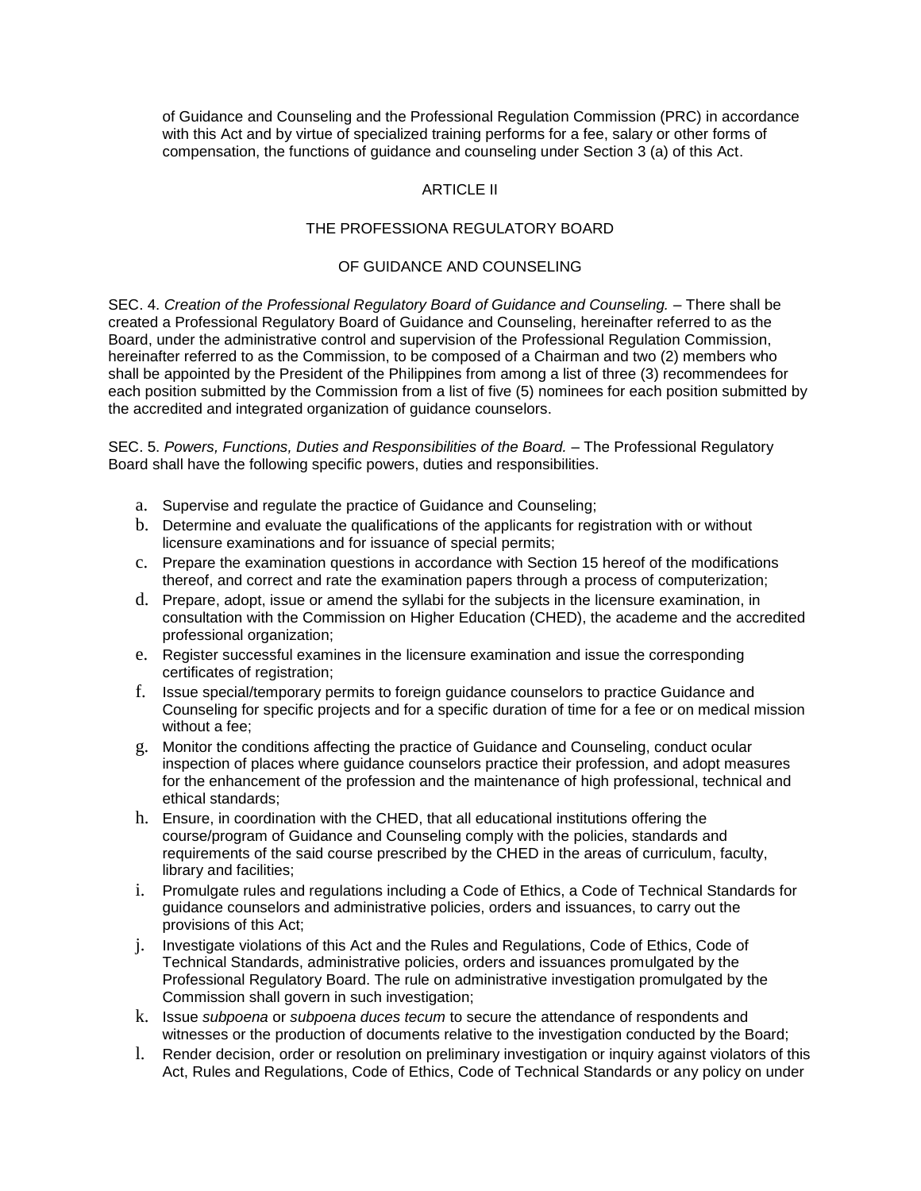of Guidance and Counseling and the Professional Regulation Commission (PRC) in accordance with this Act and by virtue of specialized training performs for a fee, salary or other forms of compensation, the functions of guidance and counseling under Section 3 (a) of this Act.

## ARTICLE II

## THE PROFESSIONA REGULATORY BOARD

## OF GUIDANCE AND COUNSELING

SEC. 4. *Creation of the Professional Regulatory Board of Guidance and Counseling.* – There shall be created a Professional Regulatory Board of Guidance and Counseling, hereinafter referred to as the Board, under the administrative control and supervision of the Professional Regulation Commission, hereinafter referred to as the Commission, to be composed of a Chairman and two (2) members who shall be appointed by the President of the Philippines from among a list of three (3) recommendees for each position submitted by the Commission from a list of five (5) nominees for each position submitted by the accredited and integrated organization of guidance counselors.

SEC. 5. *Powers, Functions, Duties and Responsibilities of the Board.* – The Professional Regulatory Board shall have the following specific powers, duties and responsibilities.

a. Supervise and regulate the practice of Guidance and Counseling;
b. Determine and evaluate the qualifications of the applicants for registration with or without licensure examinations and for issuance of special permits;
c. Prepare the examination questions in accordance with Section 15 hereof of the modifications thereof, and correct and rate the examination papers through a process of computerization;
d. Prepare, adopt, issue or amend the syllabi for the subjects in the licensure examination, in consultation with the Commission on Higher Education (CHED), the academe and the accredited professional organization;
e. Register successful examines in the licensure examination and issue the corresponding certificates of registration;
f. Issue special/temporary permits to foreign guidance counselors to practice Guidance and Counseling for specific projects and for a specific duration of time for a fee or on medical mission without a fee;
g. Monitor the conditions affecting the practice of Guidance and Counseling, conduct ocular inspection of places where guidance counselors practice their profession, and adopt measures for the enhancement of the profession and the maintenance of high professional, technical and ethical standards;
h. Ensure, in coordination with the CHED, that all educational institutions offering the course/program of Guidance and Counseling comply with the policies, standards and requirements of the said course prescribed by the CHED in the areas of curriculum, faculty, library and facilities;
i. Promulgate rules and regulations including a Code of Ethics, a Code of Technical Standards for guidance counselors and administrative policies, orders and issuances, to carry out the provisions of this Act;
j. Investigate violations of this Act and the Rules and Regulations, Code of Ethics, Code of Technical Standards, administrative policies, orders and issuances promulgated by the Professional Regulatory Board. The rule on administrative investigation promulgated by the Commission shall govern in such investigation;
k. Issue *subpoena* or *subpoena duces tecum* to secure the attendance of respondents and witnesses or the production of documents relative to the investigation conducted by the Board;
l. Render decision, order or resolution on preliminary investigation or inquiry against violators of this Act, Rules and Regulations, Code of Ethics, Code of Technical Standards or any policy on under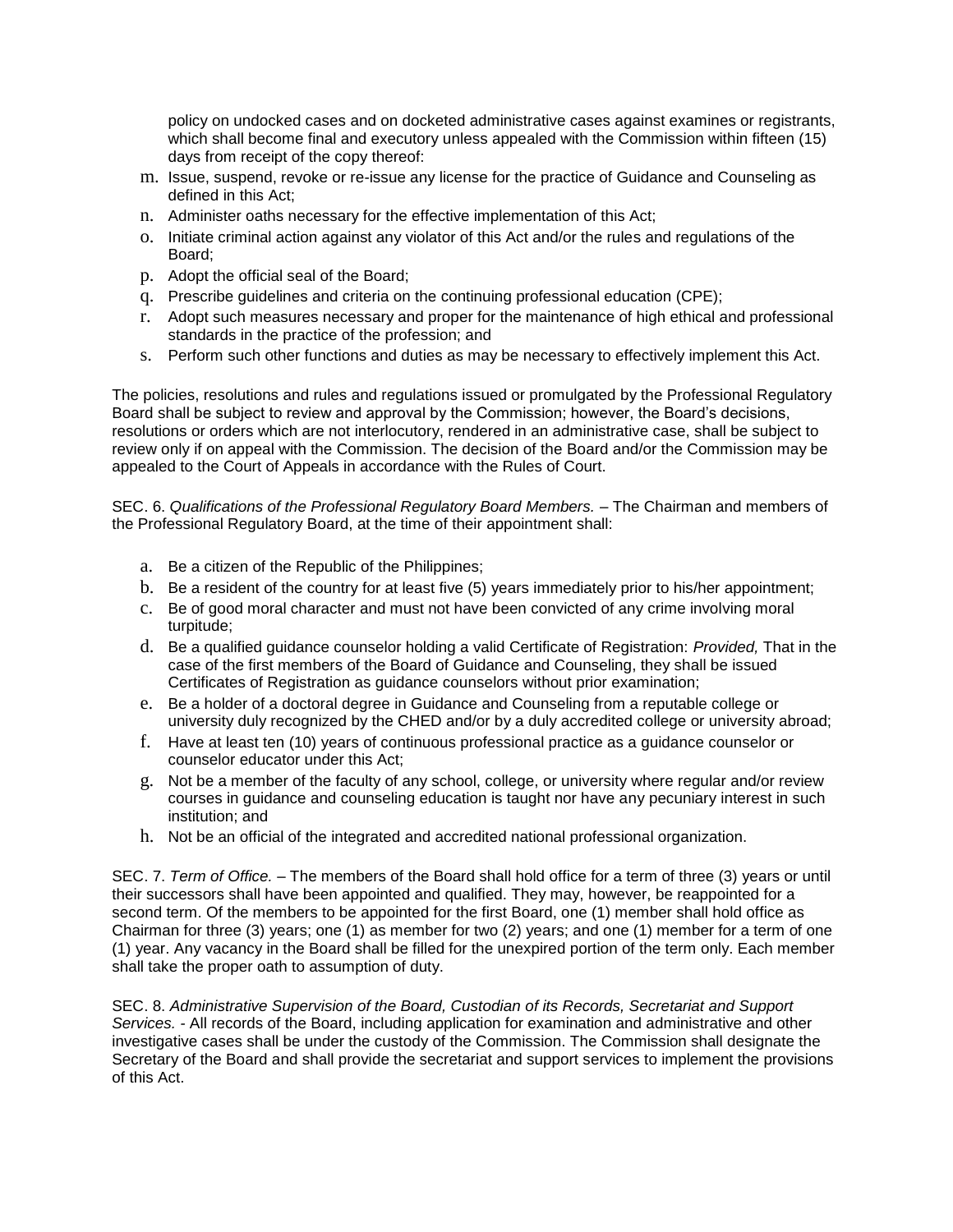policy on undocked cases and on docketed administrative cases against examines or registrants, which shall become final and executory unless appealed with the Commission within fifteen (15) days from receipt of the copy thereof:

m. Issue, suspend, revoke or re-issue any license for the practice of Guidance and Counseling as defined in this Act;
n. Administer oaths necessary for the effective implementation of this Act;
o. Initiate criminal action against any violator of this Act and/or the rules and regulations of the Board;
p. Adopt the official seal of the Board;
q. Prescribe guidelines and criteria on the continuing professional education (CPE);
r. Adopt such measures necessary and proper for the maintenance of high ethical and professional standards in the practice of the profession; and
s. Perform such other functions and duties as may be necessary to effectively implement this Act.

The policies, resolutions and rules and regulations issued or promulgated by the Professional Regulatory Board shall be subject to review and approval by the Commission; however, the Board's decisions, resolutions or orders which are not interlocutory, rendered in an administrative case, shall be subject to review only if on appeal with the Commission. The decision of the Board and/or the Commission may be appealed to the Court of Appeals in accordance with the Rules of Court.

SEC. 6. *Qualifications of the Professional Regulatory Board Members.* – The Chairman and members of the Professional Regulatory Board, at the time of their appointment shall:

a. Be a citizen of the Republic of the Philippines;
b. Be a resident of the country for at least five (5) years immediately prior to his/her appointment;
c. Be of good moral character and must not have been convicted of any crime involving moral turpitude;
d. Be a qualified guidance counselor holding a valid Certificate of Registration: *Provided,* That in the case of the first members of the Board of Guidance and Counseling, they shall be issued Certificates of Registration as guidance counselors without prior examination;
e. Be a holder of a doctoral degree in Guidance and Counseling from a reputable college or university duly recognized by the CHED and/or by a duly accredited college or university abroad;
f. Have at least ten (10) years of continuous professional practice as a guidance counselor or counselor educator under this Act;
g. Not be a member of the faculty of any school, college, or university where regular and/or review courses in guidance and counseling education is taught nor have any pecuniary interest in such institution; and
h. Not be an official of the integrated and accredited national professional organization.

SEC. 7. *Term of Office.* – The members of the Board shall hold office for a term of three (3) years or until their successors shall have been appointed and qualified. They may, however, be reappointed for a second term. Of the members to be appointed for the first Board, one (1) member shall hold office as Chairman for three (3) years; one (1) as member for two (2) years; and one (1) member for a term of one (1) year. Any vacancy in the Board shall be filled for the unexpired portion of the term only. Each member shall take the proper oath to assumption of duty.

SEC. 8. *Administrative Supervision of the Board, Custodian of its Records, Secretariat and Support Services.* - All records of the Board, including application for examination and administrative and other investigative cases shall be under the custody of the Commission. The Commission shall designate the Secretary of the Board and shall provide the secretariat and support services to implement the provisions of this Act.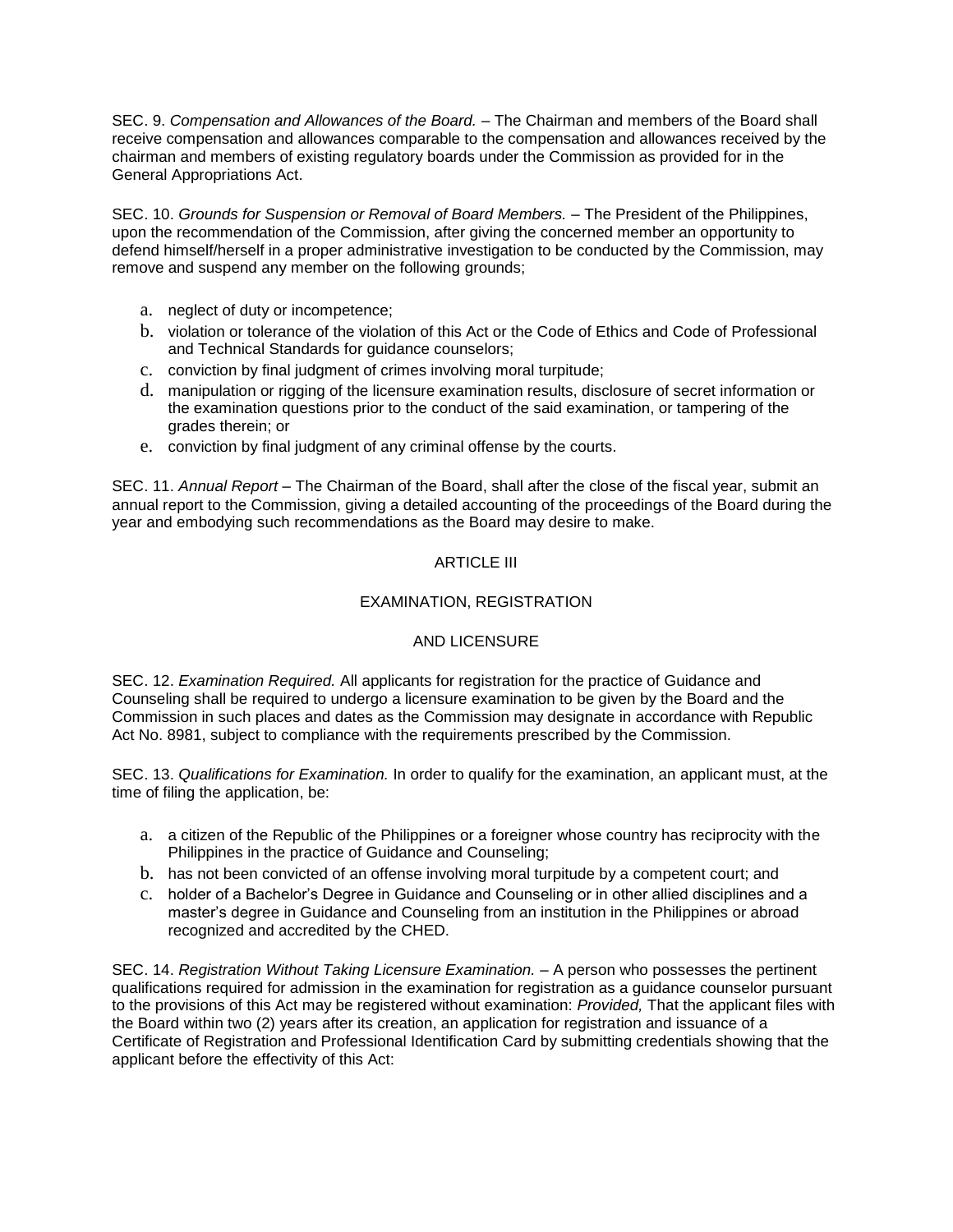SEC. 9. *Compensation and Allowances of the Board.* – The Chairman and members of the Board shall receive compensation and allowances comparable to the compensation and allowances received by the chairman and members of existing regulatory boards under the Commission as provided for in the General Appropriations Act.

SEC. 10. *Grounds for Suspension or Removal of Board Members.* – The President of the Philippines, upon the recommendation of the Commission, after giving the concerned member an opportunity to defend himself/herself in a proper administrative investigation to be conducted by the Commission, may remove and suspend any member on the following grounds;

a. neglect of duty or incompetence;
b. violation or tolerance of the violation of this Act or the Code of Ethics and Code of Professional and Technical Standards for guidance counselors;
c. conviction by final judgment of crimes involving moral turpitude;
d. manipulation or rigging of the licensure examination results, disclosure of secret information or the examination questions prior to the conduct of the said examination, or tampering of the grades therein; or
e. conviction by final judgment of any criminal offense by the courts.

SEC. 11. *Annual Report* – The Chairman of the Board, shall after the close of the fiscal year, submit an annual report to the Commission, giving a detailed accounting of the proceedings of the Board during the year and embodying such recommendations as the Board may desire to make.

## ARTICLE III

## EXAMINATION, REGISTRATION AND LICENSURE

SEC. 12. *Examination Required.* All applicants for registration for the practice of Guidance and Counseling shall be required to undergo a licensure examination to be given by the Board and the Commission in such places and dates as the Commission may designate in accordance with Republic Act No. 8981, subject to compliance with the requirements prescribed by the Commission.

SEC. 13. *Qualifications for Examination.* In order to qualify for the examination, an applicant must, at the time of filing the application, be:

a. a citizen of the Republic of the Philippines or a foreigner whose country has reciprocity with the Philippines in the practice of Guidance and Counseling;
b. has not been convicted of an offense involving moral turpitude by a competent court; and
c. holder of a Bachelor's Degree in Guidance and Counseling or in other allied disciplines and a master's degree in Guidance and Counseling from an institution in the Philippines or abroad recognized and accredited by the CHED.

SEC. 14. *Registration Without Taking Licensure Examination.* – A person who possesses the pertinent qualifications required for admission in the examination for registration as a guidance counselor pursuant to the provisions of this Act may be registered without examination: *Provided,* That the applicant files with the Board within two (2) years after its creation, an application for registration and issuance of a Certificate of Registration and Professional Identification Card by submitting credentials showing that the applicant before the effectivity of this Act: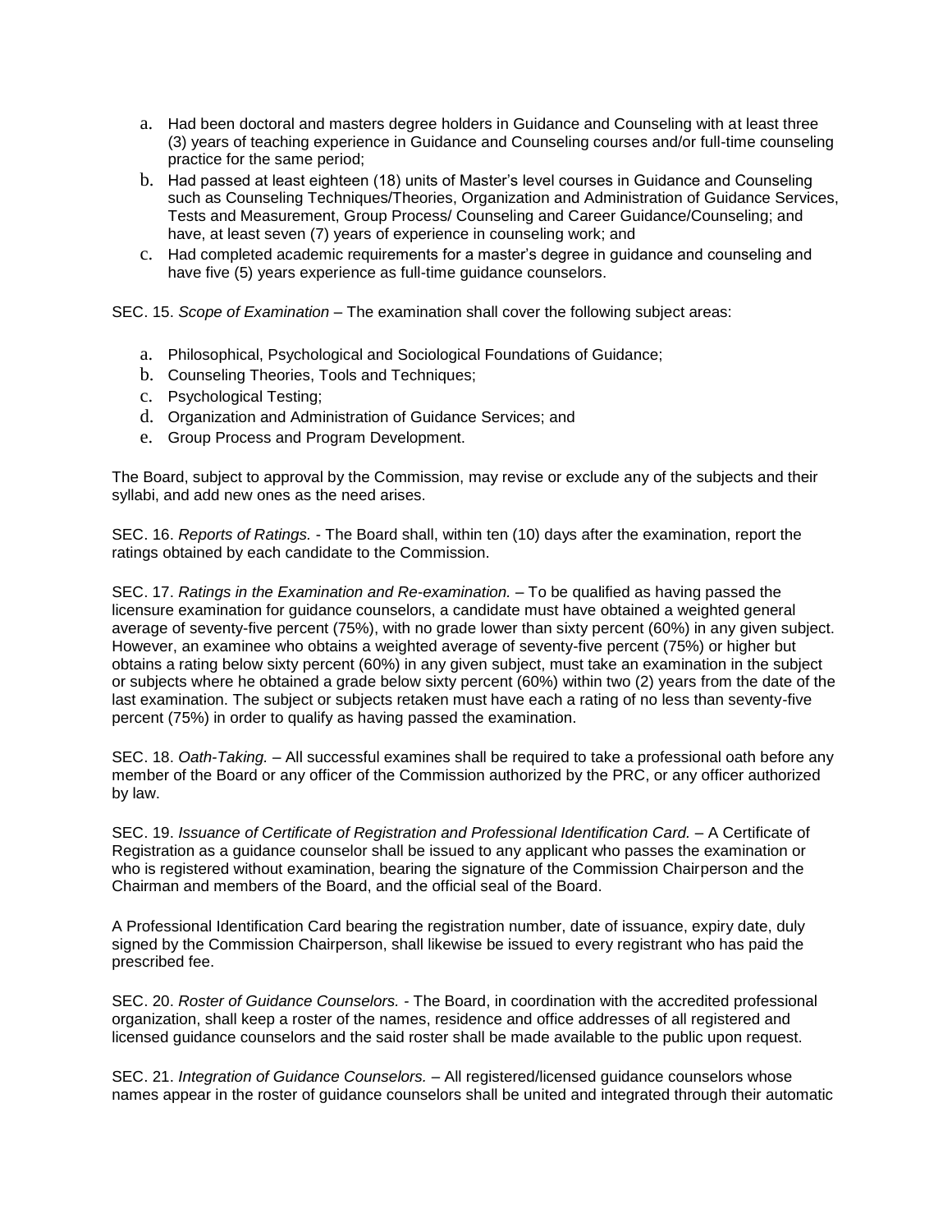a. Had been doctoral and masters degree holders in Guidance and Counseling with at least three (3) years of teaching experience in Guidance and Counseling courses and/or full-time counseling practice for the same period;
b. Had passed at least eighteen (18) units of Master's level courses in Guidance and Counseling such as Counseling Techniques/Theories, Organization and Administration of Guidance Services, Tests and Measurement, Group Process/ Counseling and Career Guidance/Counseling; and have, at least seven (7) years of experience in counseling work; and
c. Had completed academic requirements for a master's degree in guidance and counseling and have five (5) years experience as full-time guidance counselors.

SEC. 15. *Scope of Examination* – The examination shall cover the following subject areas:

a. Philosophical, Psychological and Sociological Foundations of Guidance;
b. Counseling Theories, Tools and Techniques;
c. Psychological Testing;
d. Organization and Administration of Guidance Services; and
e. Group Process and Program Development.

The Board, subject to approval by the Commission, may revise or exclude any of the subjects and their syllabi, and add new ones as the need arises.

SEC. 16. *Reports of Ratings.* - The Board shall, within ten (10) days after the examination, report the ratings obtained by each candidate to the Commission.

SEC. 17. *Ratings in the Examination and Re-examination.* – To be qualified as having passed the licensure examination for guidance counselors, a candidate must have obtained a weighted general average of seventy-five percent (75%), with no grade lower than sixty percent (60%) in any given subject. However, an examinee who obtains a weighted average of seventy-five percent (75%) or higher but obtains a rating below sixty percent (60%) in any given subject, must take an examination in the subject or subjects where he obtained a grade below sixty percent (60%) within two (2) years from the date of the last examination. The subject or subjects retaken must have each a rating of no less than seventy-five percent (75%) in order to qualify as having passed the examination.

SEC. 18. *Oath-Taking.* – All successful examines shall be required to take a professional oath before any member of the Board or any officer of the Commission authorized by the PRC, or any officer authorized by law.

SEC. 19. *Issuance of Certificate of Registration and Professional Identification Card.* – A Certificate of Registration as a guidance counselor shall be issued to any applicant who passes the examination or who is registered without examination, bearing the signature of the Commission Chairperson and the Chairman and members of the Board, and the official seal of the Board.

A Professional Identification Card bearing the registration number, date of issuance, expiry date, duly signed by the Commission Chairperson, shall likewise be issued to every registrant who has paid the prescribed fee.

SEC. 20. *Roster of Guidance Counselors.* - The Board, in coordination with the accredited professional organization, shall keep a roster of the names, residence and office addresses of all registered and licensed guidance counselors and the said roster shall be made available to the public upon request.

SEC. 21. *Integration of Guidance Counselors.* – All registered/licensed guidance counselors whose names appear in the roster of guidance counselors shall be united and integrated through their automatic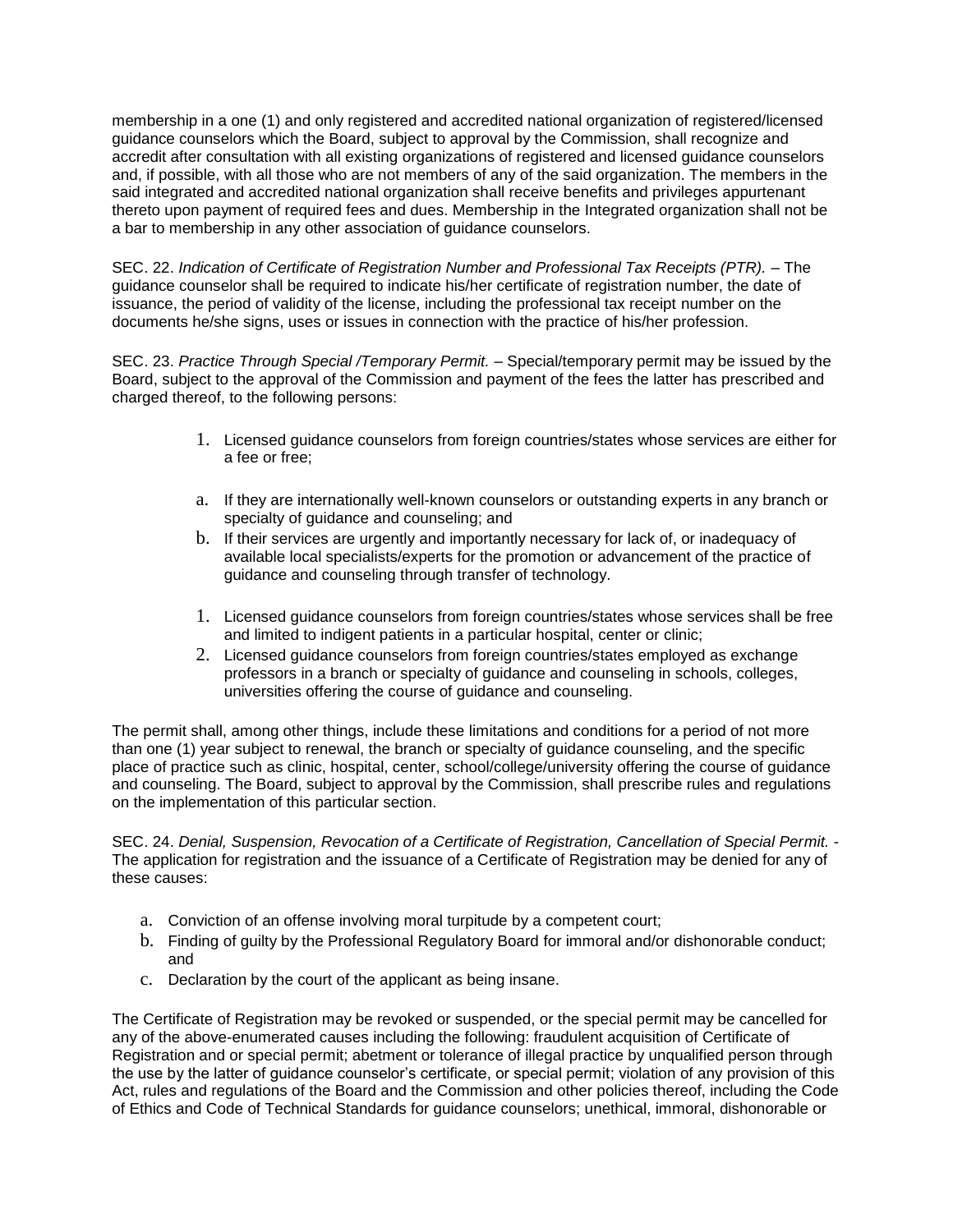membership in a one (1) and only registered and accredited national organization of registered/licensed guidance counselors which the Board, subject to approval by the Commission, shall recognize and accredit after consultation with all existing organizations of registered and licensed guidance counselors and, if possible, with all those who are not members of any of the said organization. The members in the said integrated and accredited national organization shall receive benefits and privileges appurtenant thereto upon payment of required fees and dues. Membership in the Integrated organization shall not be a bar to membership in any other association of guidance counselors.

SEC. 22. *Indication of Certificate of Registration Number and Professional Tax Receipts (PTR).* – The guidance counselor shall be required to indicate his/her certificate of registration number, the date of issuance, the period of validity of the license, including the professional tax receipt number on the documents he/she signs, uses or issues in connection with the practice of his/her profession.

SEC. 23. *Practice Through Special /Temporary Permit.* – Special/temporary permit may be issued by the Board, subject to the approval of the Commission and payment of the fees the latter has prescribed and charged thereof, to the following persons:

1. Licensed guidance counselors from foreign countries/states whose services are either for a fee or free;

   a. If they are internationally well-known counselors or outstanding experts in any branch or specialty of guidance and counseling; and
   b. If their services are urgently and importantly necessary for lack of, or inadequacy of available local specialists/experts for the promotion or advancement of the practice of guidance and counseling through transfer of technology.

1. Licensed guidance counselors from foreign countries/states whose services shall be free and limited to indigent patients in a particular hospital, center or clinic;
2. Licensed guidance counselors from foreign countries/states employed as exchange professors in a branch or specialty of guidance and counseling in schools, colleges, universities offering the course of guidance and counseling.

The permit shall, among other things, include these limitations and conditions for a period of not more than one (1) year subject to renewal, the branch or specialty of guidance counseling, and the specific place of practice such as clinic, hospital, center, school/college/university offering the course of guidance and counseling. The Board, subject to approval by the Commission, shall prescribe rules and regulations on the implementation of this particular section.

SEC. 24. *Denial, Suspension, Revocation of a Certificate of Registration, Cancellation of Special Permit.* - The application for registration and the issuance of a Certificate of Registration may be denied for any of these causes:

a. Conviction of an offense involving moral turpitude by a competent court;
b. Finding of guilty by the Professional Regulatory Board for immoral and/or dishonorable conduct; and
c. Declaration by the court of the applicant as being insane.

The Certificate of Registration may be revoked or suspended, or the special permit may be cancelled for any of the above-enumerated causes including the following: fraudulent acquisition of Certificate of Registration and or special permit; abetment or tolerance of illegal practice by unqualified person through the use by the latter of guidance counselor's certificate, or special permit; violation of any provision of this Act, rules and regulations of the Board and the Commission and other policies thereof, including the Code of Ethics and Code of Technical Standards for guidance counselors; unethical, immoral, dishonorable or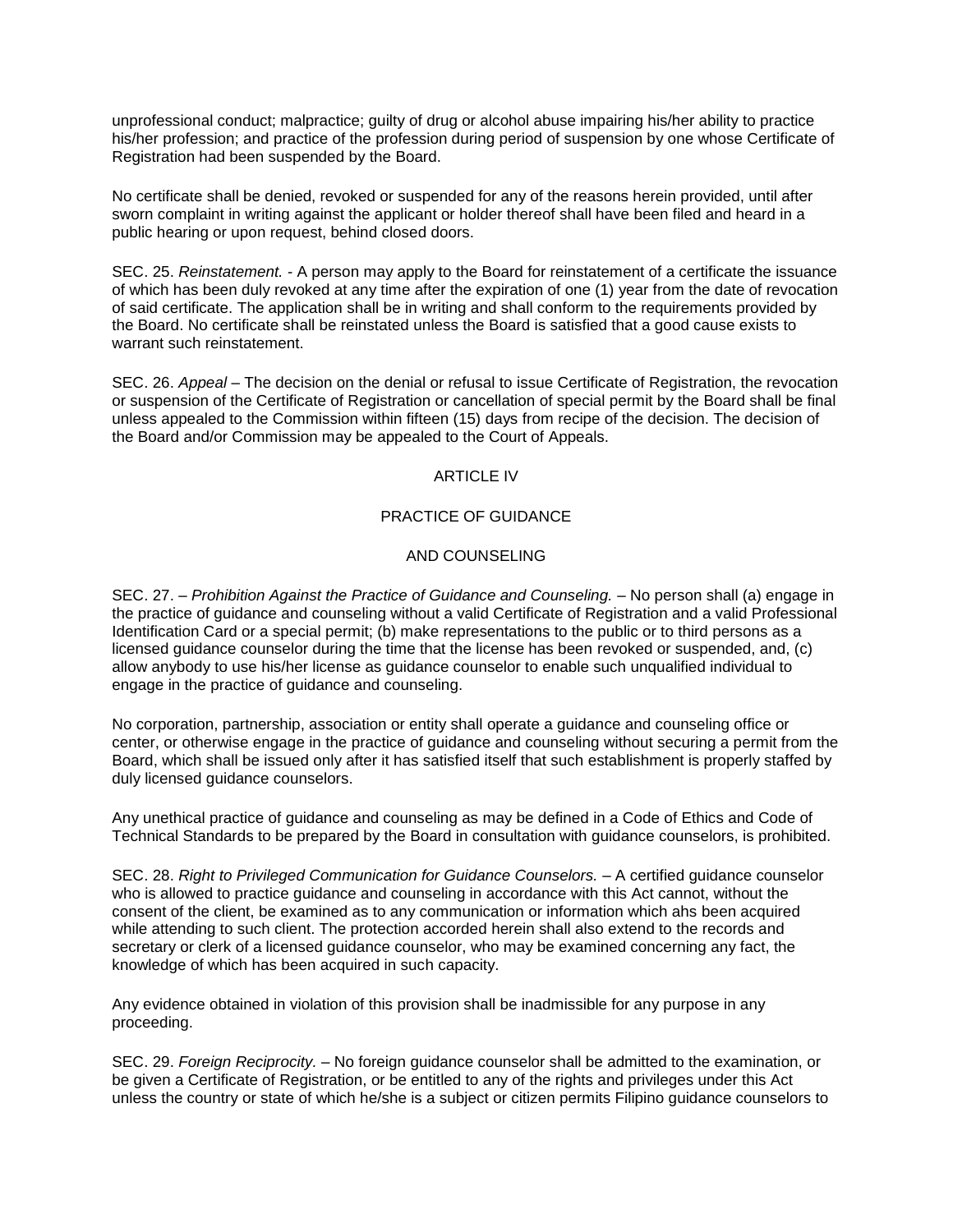unprofessional conduct; malpractice; guilty of drug or alcohol abuse impairing his/her ability to practice his/her profession; and practice of the profession during period of suspension by one whose Certificate of Registration had been suspended by the Board.

No certificate shall be denied, revoked or suspended for any of the reasons herein provided, until after sworn complaint in writing against the applicant or holder thereof shall have been filed and heard in a public hearing or upon request, behind closed doors.

SEC. 25. *Reinstatement.* - A person may apply to the Board for reinstatement of a certificate the issuance of which has been duly revoked at any time after the expiration of one (1) year from the date of revocation of said certificate. The application shall be in writing and shall conform to the requirements provided by the Board. No certificate shall be reinstated unless the Board is satisfied that a good cause exists to warrant such reinstatement.

SEC. 26. *Appeal* – The decision on the denial or refusal to issue Certificate of Registration, the revocation or suspension of the Certificate of Registration or cancellation of special permit by the Board shall be final unless appealed to the Commission within fifteen (15) days from recipe of the decision. The decision of the Board and/or Commission may be appealed to the Court of Appeals.

## ARTICLE IV

## PRACTICE OF GUIDANCE

## AND COUNSELING

SEC. 27. – *Prohibition Against the Practice of Guidance and Counseling.* – No person shall (a) engage in the practice of guidance and counseling without a valid Certificate of Registration and a valid Professional Identification Card or a special permit; (b) make representations to the public or to third persons as a licensed guidance counselor during the time that the license has been revoked or suspended, and, (c) allow anybody to use his/her license as guidance counselor to enable such unqualified individual to engage in the practice of guidance and counseling.

No corporation, partnership, association or entity shall operate a guidance and counseling office or center, or otherwise engage in the practice of guidance and counseling without securing a permit from the Board, which shall be issued only after it has satisfied itself that such establishment is properly staffed by duly licensed guidance counselors.

Any unethical practice of guidance and counseling as may be defined in a Code of Ethics and Code of Technical Standards to be prepared by the Board in consultation with guidance counselors, is prohibited.

SEC. 28. *Right to Privileged Communication for Guidance Counselors.* – A certified guidance counselor who is allowed to practice guidance and counseling in accordance with this Act cannot, without the consent of the client, be examined as to any communication or information which ahs been acquired while attending to such client. The protection accorded herein shall also extend to the records and secretary or clerk of a licensed guidance counselor, who may be examined concerning any fact, the knowledge of which has been acquired in such capacity.

Any evidence obtained in violation of this provision shall be inadmissible for any purpose in any proceeding.

SEC. 29. *Foreign Reciprocity.* – No foreign guidance counselor shall be admitted to the examination, or be given a Certificate of Registration, or be entitled to any of the rights and privileges under this Act unless the country or state of which he/she is a subject or citizen permits Filipino guidance counselors to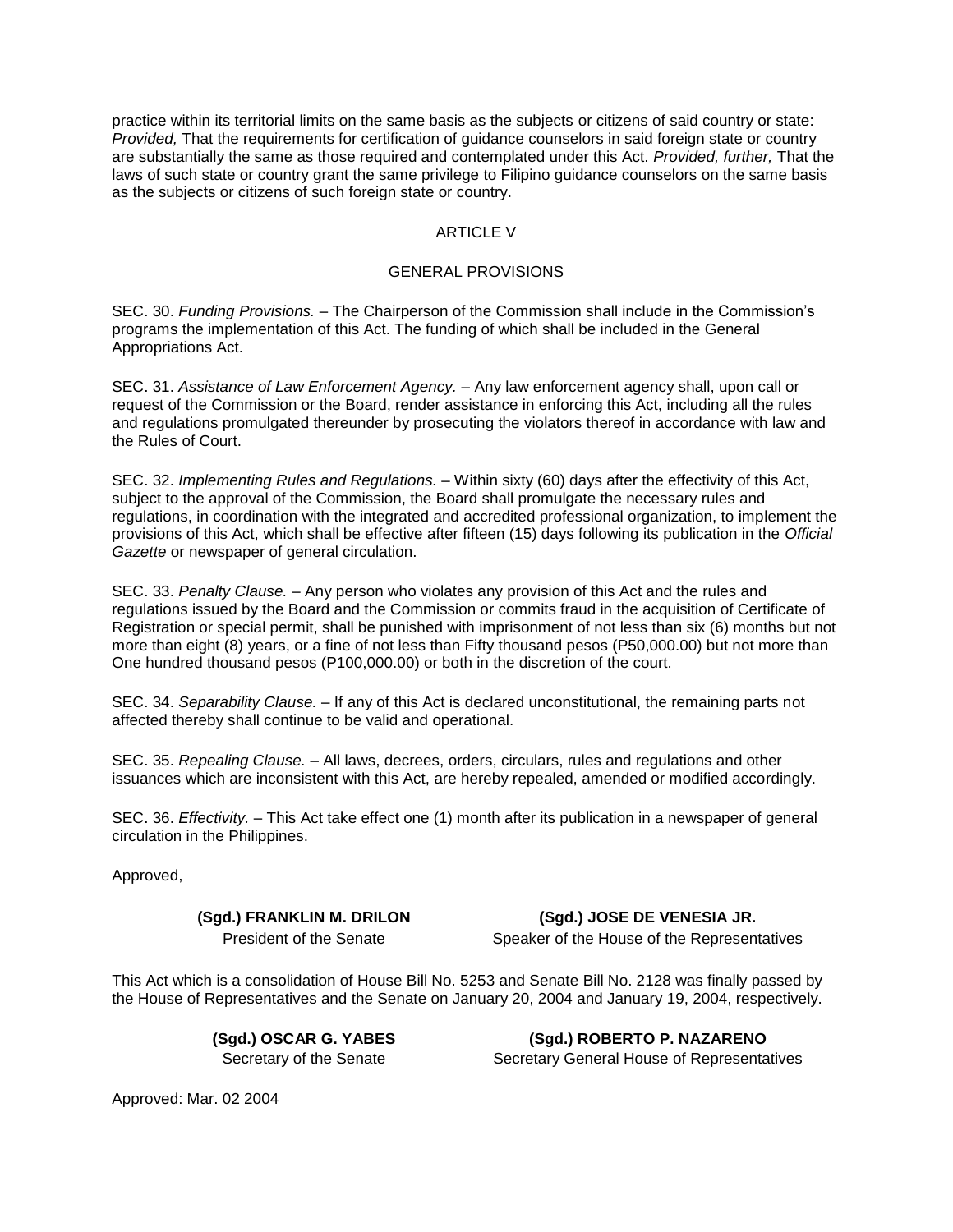practice within its territorial limits on the same basis as the subjects or citizens of said country or state: *Provided,* That the requirements for certification of guidance counselors in said foreign state or country are substantially the same as those required and contemplated under this Act. *Provided, further,* That the laws of such state or country grant the same privilege to Filipino guidance counselors on the same basis as the subjects or citizens of such foreign state or country.

## ARTICLE V

## GENERAL PROVISIONS

SEC. 30. *Funding Provisions.* – The Chairperson of the Commission shall include in the Commission's programs the implementation of this Act. The funding of which shall be included in the General Appropriations Act.

SEC. 31. *Assistance of Law Enforcement Agency.* – Any law enforcement agency shall, upon call or request of the Commission or the Board, render assistance in enforcing this Act, including all the rules and regulations promulgated thereunder by prosecuting the violators thereof in accordance with law and the Rules of Court.

SEC. 32. *Implementing Rules and Regulations.* – Within sixty (60) days after the effectivity of this Act, subject to the approval of the Commission, the Board shall promulgate the necessary rules and regulations, in coordination with the integrated and accredited professional organization, to implement the provisions of this Act, which shall be effective after fifteen (15) days following its publication in the *Official Gazette* or newspaper of general circulation.

SEC. 33. *Penalty Clause.* – Any person who violates any provision of this Act and the rules and regulations issued by the Board and the Commission or commits fraud in the acquisition of Certificate of Registration or special permit, shall be punished with imprisonment of not less than six (6) months but not more than eight (8) years, or a fine of not less than Fifty thousand pesos (P50,000.00) but not more than One hundred thousand pesos (P100,000.00) or both in the discretion of the court.

SEC. 34. *Separability Clause.* – If any of this Act is declared unconstitutional, the remaining parts not affected thereby shall continue to be valid and operational.

SEC. 35. *Repealing Clause.* – All laws, decrees, orders, circulars, rules and regulations and other issuances which are inconsistent with this Act, are hereby repealed, amended or modified accordingly.

SEC. 36. *Effectivity.* – This Act take effect one (1) month after its publication in a newspaper of general circulation in the Philippines.

Approved,

**(Sgd.) FRANKLIN M. DRILON**
President of the Senate

**(Sgd.) JOSE DE VENESIA JR.**
Speaker of the House of the Representatives

This Act which is a consolidation of House Bill No. 5253 and Senate Bill No. 2128 was finally passed by the House of Representatives and the Senate on January 20, 2004 and January 19, 2004, respectively.

**(Sgd.) OSCAR G. YABES**
Secretary of the Senate

**(Sgd.) ROBERTO P. NAZARENO**
Secretary General House of Representatives

Approved: Mar. 02 2004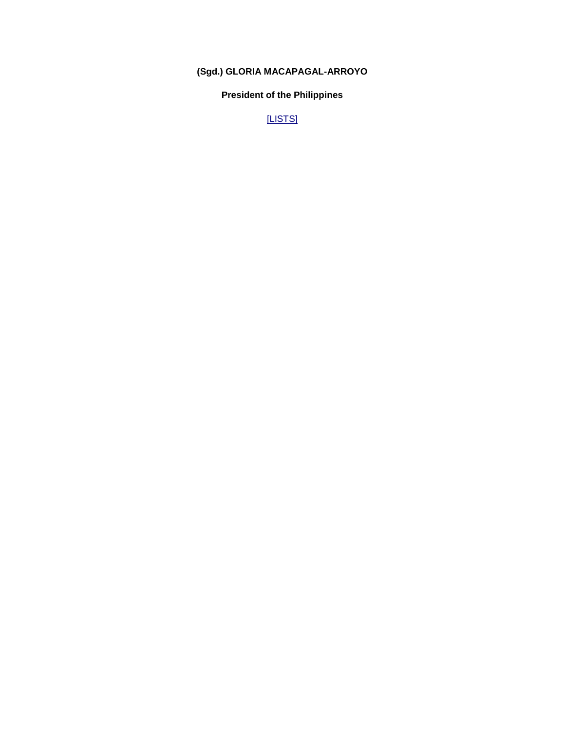**(Sgd.) GLORIA MACAPAGAL-ARROYO**

**President of the Philippines**

[LISTS]